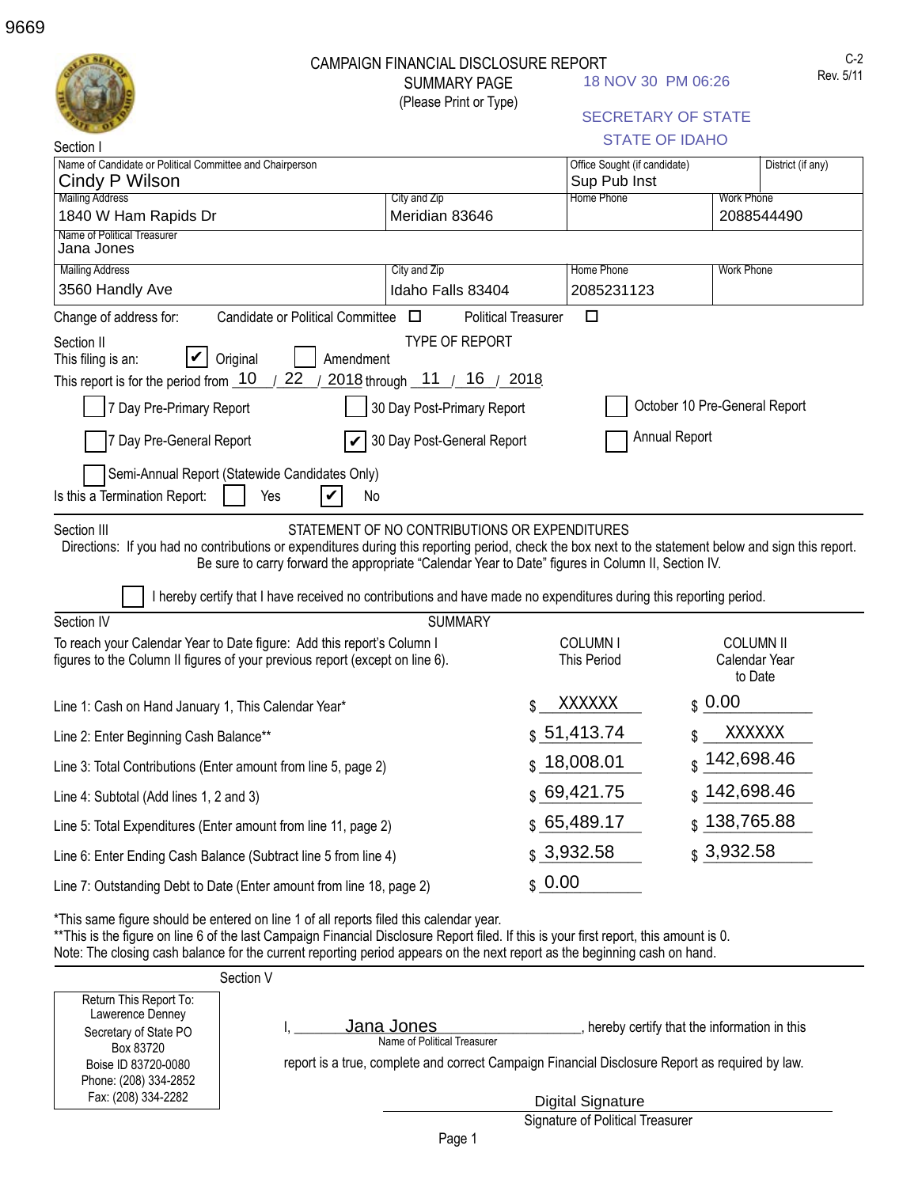9669

# CAMPAIGN FINANCIAL DISCLOSURE REPORT

## SUMMARY PAGE

(Please Print or Type)

18 NOV 30 PM 06:26

SECRETARY OF STATE
STATE OF IDAHO

C-2
Rev. 5/11

### Section I

| Name of Candidate or Political Committee and Chairperson | | Office Sought (if candidate) | District (if any) |
|---|---|---|---|
| Cindy P Wilson | | Sup Pub Inst | |
| **Mailing Address** | **City and Zip** | **Home Phone** | **Work Phone** |
| 1840 W Ham Rapids Dr | Meridian 83646 | | 2088544490 |
| **Name of Political Treasurer** | | | |
| Jana Jones | | | |
| **Mailing Address** | **City and Zip** | **Home Phone** | **Work Phone** |
| 3560 Handly Ave | Idaho Falls 83404 | 2085231123 | |

Change of address for: Candidate or Political Committee ☐ Political Treasurer ☐

### Section II — TYPE OF REPORT

This filing is an: ☑ Original ☐ Amendment

This report is for the period from 10 / 22 / 2018 through 11 / 16 / 2018

- ☐ 7 Day Pre-Primary Report
- ☐ 30 Day Post-Primary Report
- ☐ October 10 Pre-General Report
- ☐ 7 Day Pre-General Report
- ☑ 30 Day Post-General Report
- ☐ Annual Report
- ☐ Semi-Annual Report (Statewide Candidates Only)

Is this a Termination Report: ☐ Yes ☑ No

### Section III — STATEMENT OF NO CONTRIBUTIONS OR EXPENDITURES

Directions: If you had no contributions or expenditures during this reporting period, check the box next to the statement below and sign this report. Be sure to carry forward the appropriate "Calendar Year to Date" figures in Column II, Section IV.

☐ I hereby certify that I have received no contributions and have made no expenditures during this reporting period.

### Section IV — SUMMARY

To reach your Calendar Year to Date figure: Add this report's Column I figures to the Column II figures of your previous report (except on line 6).

| | COLUMN I This Period | COLUMN II Calendar Year to Date |
|---|---|---|
| Line 1: Cash on Hand January 1, This Calendar Year* | $ XXXXXX | $ 0.00 |
| Line 2: Enter Beginning Cash Balance** | $ 51,413.74 | $ XXXXXX |
| Line 3: Total Contributions (Enter amount from line 5, page 2) | $ 18,008.01 | $ 142,698.46 |
| Line 4: Subtotal (Add lines 1, 2 and 3) | $ 69,421.75 | $ 142,698.46 |
| Line 5: Total Expenditures (Enter amount from line 11, page 2) | $ 65,489.17 | $ 138,765.88 |
| Line 6: Enter Ending Cash Balance (Subtract line 5 from line 4) | $ 3,932.58 | $ 3,932.58 |
| Line 7: Outstanding Debt to Date (Enter amount from line 18, page 2) | $ 0.00 | |

*This same figure should be entered on line 1 of all reports filed this calendar year.
**This is the figure on line 6 of the last Campaign Financial Disclosure Report filed. If this is your first report, this amount is 0.
Note: The closing cash balance for the current reporting period appears on the next report as the beginning cash on hand.

### Section V

Return This Report To:
Lawerence Denney
Secretary of State PO Box 83720
Boise ID 83720-0080
Phone: (208) 334-2852
Fax: (208) 334-2282

I, Jana Jones (Name of Political Treasurer), hereby certify that the information in this report is a true, complete and correct Campaign Financial Disclosure Report as required by law.

Digital Signature
Signature of Political Treasurer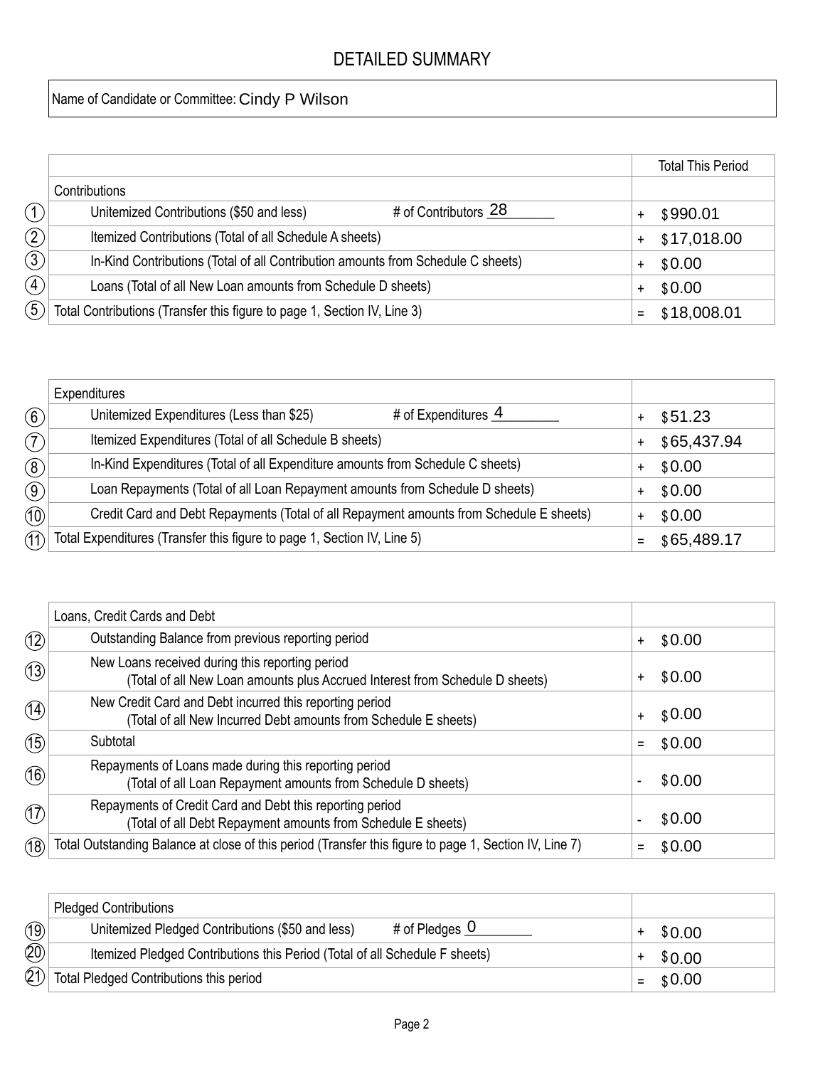# DETAILED SUMMARY

Name of Candidate or Committee: Cindy P Wilson

| # | | | Total This Period |
|---|---|---|---|
| | **Contributions** | | |
| 1 | Unitemized Contributions ($50 and less) | # of Contributors 28 | + $990.01 |
| 2 | Itemized Contributions (Total of all Schedule A sheets) | | + $17,018.00 |
| 3 | In-Kind Contributions (Total of all Contribution amounts from Schedule C sheets) | | + $0.00 |
| 4 | Loans (Total of all New Loan amounts from Schedule D sheets) | | + $0.00 |
| 5 | Total Contributions (Transfer this figure to page 1, Section IV, Line 3) | | = $18,008.01 |

| # | | | |
|---|---|---|---|
| | **Expenditures** | | |
| 6 | Unitemized Expenditures (Less than $25) | # of Expenditures 4 | + $51.23 |
| 7 | Itemized Expenditures (Total of all Schedule B sheets) | | + $65,437.94 |
| 8 | In-Kind Expenditures (Total of all Expenditure amounts from Schedule C sheets) | | + $0.00 |
| 9 | Loan Repayments (Total of all Loan Repayment amounts from Schedule D sheets) | | + $0.00 |
| 10 | Credit Card and Debt Repayments (Total of all Repayment amounts from Schedule E sheets) | | + $0.00 |
| 11 | Total Expenditures (Transfer this figure to page 1, Section IV, Line 5) | | = $65,489.17 |

| # | | |
|---|---|---|
| | **Loans, Credit Cards and Debt** | |
| 12 | Outstanding Balance from previous reporting period | + $0.00 |
| 13 | New Loans received during this reporting period (Total of all New Loan amounts plus Accrued Interest from Schedule D sheets) | + $0.00 |
| 14 | New Credit Card and Debt incurred this reporting period (Total of all New Incurred Debt amounts from Schedule E sheets) | + $0.00 |
| 15 | Subtotal | = $0.00 |
| 16 | Repayments of Loans made during this reporting period (Total of all Loan Repayment amounts from Schedule D sheets) | - $0.00 |
| 17 | Repayments of Credit Card and Debt this reporting period (Total of all Debt Repayment amounts from Schedule E sheets) | - $0.00 |
| 18 | Total Outstanding Balance at close of this period (Transfer this figure to page 1, Section IV, Line 7) | = $0.00 |

| # | | | |
|---|---|---|---|
| | **Pledged Contributions** | | |
| 19 | Unitemized Pledged Contributions ($50 and less) | # of Pledges 0 | + $0.00 |
| 20 | Itemized Pledged Contributions this Period (Total of all Schedule F sheets) | | + $0.00 |
| 21 | Total Pledged Contributions this period | | = $0.00 |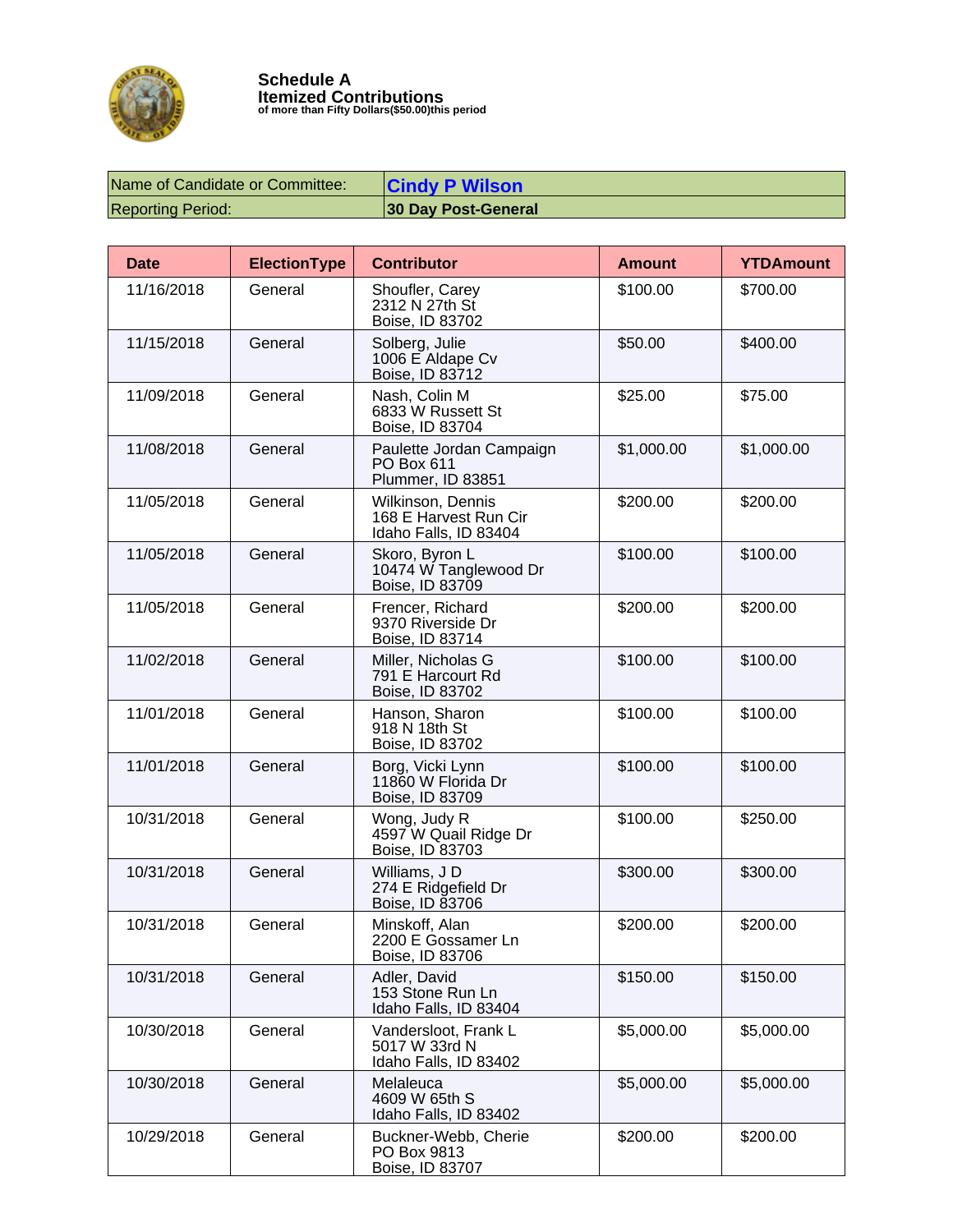# Schedule A

## Itemized Contributions

of more than Fifty Dollars($50.00)this period

| | |
|---|---|
| Name of Candidate or Committee: | **Cindy P Wilson** |
| Reporting Period: | **30 Day Post-General** |

| Date | ElectionType | Contributor | Amount | YTDAmount |
|---|---|---|---|---|
| 11/16/2018 | General | Shoufler, Carey<br>2312 N 27th St<br>Boise, ID 83702 | $100.00 | $700.00 |
| 11/15/2018 | General | Solberg, Julie<br>1006 E Aldape Cv<br>Boise, ID 83712 | $50.00 | $400.00 |
| 11/09/2018 | General | Nash, Colin M<br>6833 W Russett St<br>Boise, ID 83704 | $25.00 | $75.00 |
| 11/08/2018 | General | Paulette Jordan Campaign<br>PO Box 611<br>Plummer, ID 83851 | $1,000.00 | $1,000.00 |
| 11/05/2018 | General | Wilkinson, Dennis<br>168 E Harvest Run Cir<br>Idaho Falls, ID 83404 | $200.00 | $200.00 |
| 11/05/2018 | General | Skoro, Byron L<br>10474 W Tanglewood Dr<br>Boise, ID 83709 | $100.00 | $100.00 |
| 11/05/2018 | General | Frencer, Richard<br>9370 Riverside Dr<br>Boise, ID 83714 | $200.00 | $200.00 |
| 11/02/2018 | General | Miller, Nicholas G<br>791 E Harcourt Rd<br>Boise, ID 83702 | $100.00 | $100.00 |
| 11/01/2018 | General | Hanson, Sharon<br>918 N 18th St<br>Boise, ID 83702 | $100.00 | $100.00 |
| 11/01/2018 | General | Borg, Vicki Lynn<br>11860 W Florida Dr<br>Boise, ID 83709 | $100.00 | $100.00 |
| 10/31/2018 | General | Wong, Judy R<br>4597 W Quail Ridge Dr<br>Boise, ID 83703 | $100.00 | $250.00 |
| 10/31/2018 | General | Williams, J D<br>274 E Ridgefield Dr<br>Boise, ID 83706 | $300.00 | $300.00 |
| 10/31/2018 | General | Minskoff, Alan<br>2200 E Gossamer Ln<br>Boise, ID 83706 | $200.00 | $200.00 |
| 10/31/2018 | General | Adler, David<br>153 Stone Run Ln<br>Idaho Falls, ID 83404 | $150.00 | $150.00 |
| 10/30/2018 | General | Vandersloot, Frank L<br>5017 W 33rd N<br>Idaho Falls, ID 83402 | $5,000.00 | $5,000.00 |
| 10/30/2018 | General | Melaleuca<br>4609 W 65th S<br>Idaho Falls, ID 83402 | $5,000.00 | $5,000.00 |
| 10/29/2018 | General | Buckner-Webb, Cherie<br>PO Box 9813<br>Boise, ID 83707 | $200.00 | $200.00 |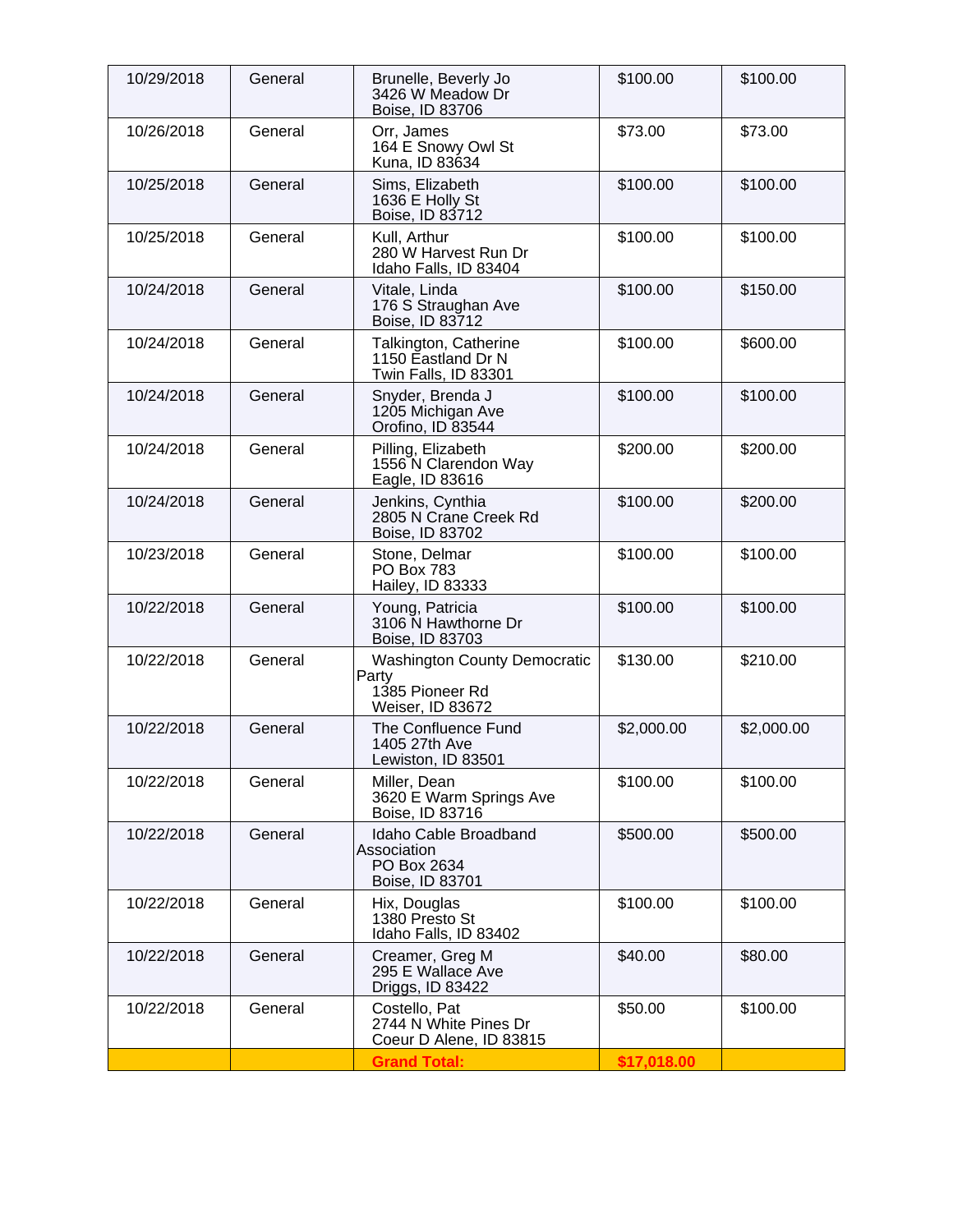| | | | | |
|---|---|---|---|---|
| 10/29/2018 | General | Brunelle, Beverly Jo<br>3426 W Meadow Dr<br>Boise, ID 83706 | $100.00 | $100.00 |
| 10/26/2018 | General | Orr, James<br>164 E Snowy Owl St<br>Kuna, ID 83634 | $73.00 | $73.00 |
| 10/25/2018 | General | Sims, Elizabeth<br>1636 E Holly St<br>Boise, ID 83712 | $100.00 | $100.00 |
| 10/25/2018 | General | Kull, Arthur<br>280 W Harvest Run Dr<br>Idaho Falls, ID 83404 | $100.00 | $100.00 |
| 10/24/2018 | General | Vitale, Linda<br>176 S Straughan Ave<br>Boise, ID 83712 | $100.00 | $150.00 |
| 10/24/2018 | General | Talkington, Catherine<br>1150 Eastland Dr N<br>Twin Falls, ID 83301 | $100.00 | $600.00 |
| 10/24/2018 | General | Snyder, Brenda J<br>1205 Michigan Ave<br>Orofino, ID 83544 | $100.00 | $100.00 |
| 10/24/2018 | General | Pilling, Elizabeth<br>1556 N Clarendon Way<br>Eagle, ID 83616 | $200.00 | $200.00 |
| 10/24/2018 | General | Jenkins, Cynthia<br>2805 N Crane Creek Rd<br>Boise, ID 83702 | $100.00 | $200.00 |
| 10/23/2018 | General | Stone, Delmar<br>PO Box 783<br>Hailey, ID 83333 | $100.00 | $100.00 |
| 10/22/2018 | General | Young, Patricia<br>3106 N Hawthorne Dr<br>Boise, ID 83703 | $100.00 | $100.00 |
| 10/22/2018 | General | Washington County Democratic Party<br>1385 Pioneer Rd<br>Weiser, ID 83672 | $130.00 | $210.00 |
| 10/22/2018 | General | The Confluence Fund<br>1405 27th Ave<br>Lewiston, ID 83501 | $2,000.00 | $2,000.00 |
| 10/22/2018 | General | Miller, Dean<br>3620 E Warm Springs Ave<br>Boise, ID 83716 | $100.00 | $100.00 |
| 10/22/2018 | General | Idaho Cable Broadband Association<br>PO Box 2634<br>Boise, ID 83701 | $500.00 | $500.00 |
| 10/22/2018 | General | Hix, Douglas<br>1380 Presto St<br>Idaho Falls, ID 83402 | $100.00 | $100.00 |
| 10/22/2018 | General | Creamer, Greg M<br>295 E Wallace Ave<br>Driggs, ID 83422 | $40.00 | $80.00 |
| 10/22/2018 | General | Costello, Pat<br>2744 N White Pines Dr<br>Coeur D Alene, ID 83815 | $50.00 | $100.00 |
| | | **Grand Total:** | **$17,018.00** | |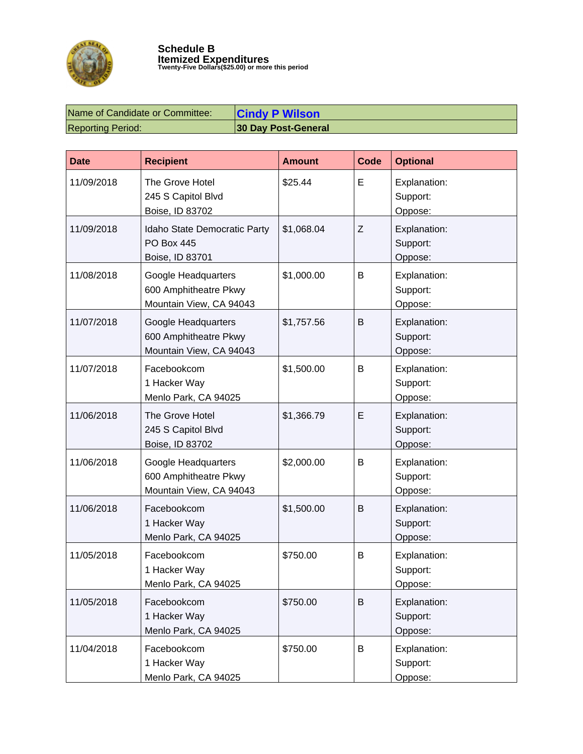# Schedule B

## Itemized Expenditures

Twenty-Five Dollars($25.00) or more this period

| | |
|---|---|
| Name of Candidate or Committee: | **Cindy P Wilson** |
| Reporting Period: | **30 Day Post-General** |

| Date | Recipient | Amount | Code | Optional |
|---|---|---|---|---|
| 11/09/2018 | The Grove Hotel<br>245 S Capitol Blvd<br>Boise, ID 83702 | $25.44 | E | Explanation:<br>Support:<br>Oppose: |
| 11/09/2018 | Idaho State Democratic Party<br>PO Box 445<br>Boise, ID 83701 | $1,068.04 | Z | Explanation:<br>Support:<br>Oppose: |
| 11/08/2018 | Google Headquarters<br>600 Amphitheatre Pkwy<br>Mountain View, CA 94043 | $1,000.00 | B | Explanation:<br>Support:<br>Oppose: |
| 11/07/2018 | Google Headquarters<br>600 Amphitheatre Pkwy<br>Mountain View, CA 94043 | $1,757.56 | B | Explanation:<br>Support:<br>Oppose: |
| 11/07/2018 | Facebookcom<br>1 Hacker Way<br>Menlo Park, CA 94025 | $1,500.00 | B | Explanation:<br>Support:<br>Oppose: |
| 11/06/2018 | The Grove Hotel<br>245 S Capitol Blvd<br>Boise, ID 83702 | $1,366.79 | E | Explanation:<br>Support:<br>Oppose: |
| 11/06/2018 | Google Headquarters<br>600 Amphitheatre Pkwy<br>Mountain View, CA 94043 | $2,000.00 | B | Explanation:<br>Support:<br>Oppose: |
| 11/06/2018 | Facebookcom<br>1 Hacker Way<br>Menlo Park, CA 94025 | $1,500.00 | B | Explanation:<br>Support:<br>Oppose: |
| 11/05/2018 | Facebookcom<br>1 Hacker Way<br>Menlo Park, CA 94025 | $750.00 | B | Explanation:<br>Support:<br>Oppose: |
| 11/05/2018 | Facebookcom<br>1 Hacker Way<br>Menlo Park, CA 94025 | $750.00 | B | Explanation:<br>Support:<br>Oppose: |
| 11/04/2018 | Facebookcom<br>1 Hacker Way<br>Menlo Park, CA 94025 | $750.00 | B | Explanation:<br>Support:<br>Oppose: |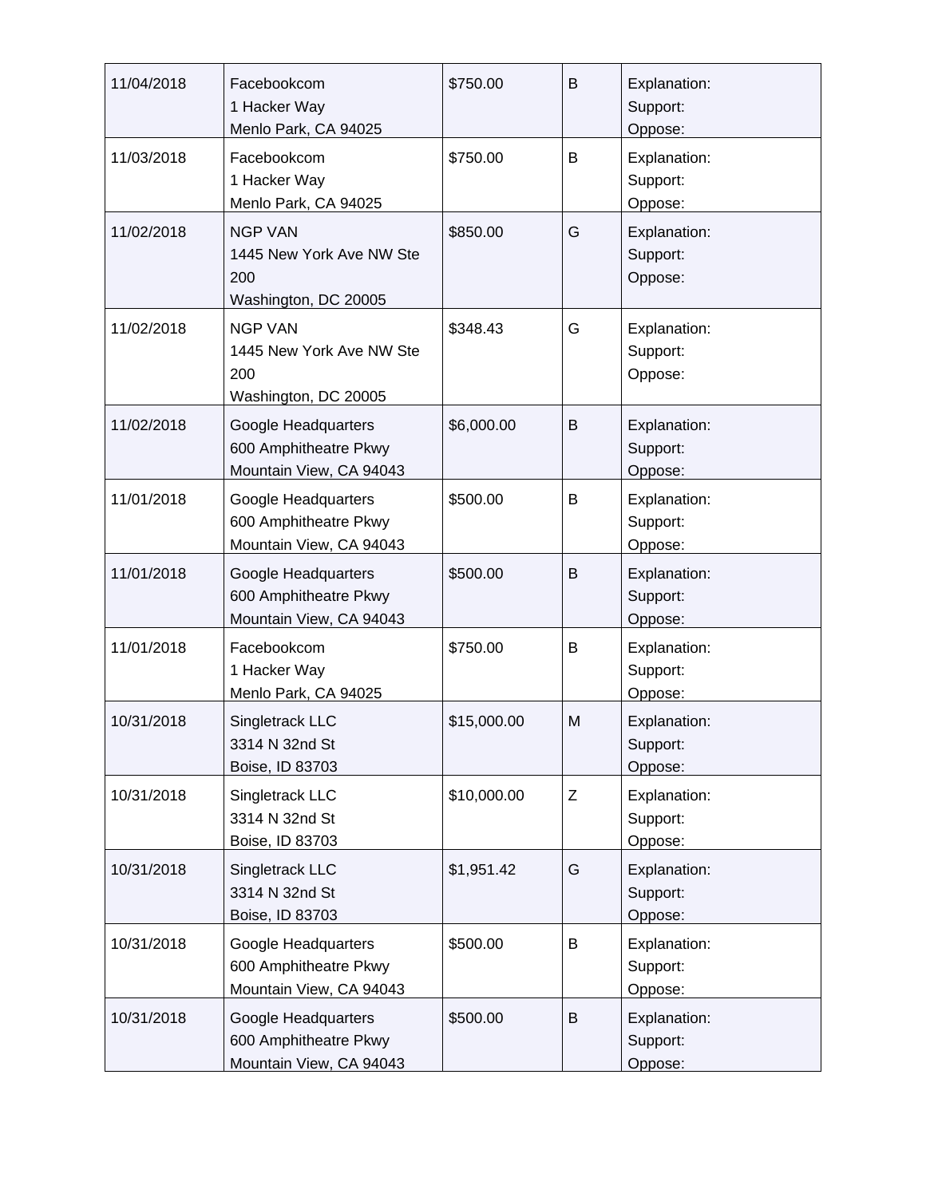| | | | | |
|---|---|---|---|---|
| 11/04/2018 | Facebookcom<br>1 Hacker Way<br>Menlo Park, CA 94025 | $750.00 | B | Explanation:<br>Support:<br>Oppose: |
| 11/03/2018 | Facebookcom<br>1 Hacker Way<br>Menlo Park, CA 94025 | $750.00 | B | Explanation:<br>Support:<br>Oppose: |
| 11/02/2018 | NGP VAN<br>1445 New York Ave NW Ste 200<br>Washington, DC 20005 | $850.00 | G | Explanation:<br>Support:<br>Oppose: |
| 11/02/2018 | NGP VAN<br>1445 New York Ave NW Ste 200<br>Washington, DC 20005 | $348.43 | G | Explanation:<br>Support:<br>Oppose: |
| 11/02/2018 | Google Headquarters<br>600 Amphitheatre Pkwy<br>Mountain View, CA 94043 | $6,000.00 | B | Explanation:<br>Support:<br>Oppose: |
| 11/01/2018 | Google Headquarters<br>600 Amphitheatre Pkwy<br>Mountain View, CA 94043 | $500.00 | B | Explanation:<br>Support:<br>Oppose: |
| 11/01/2018 | Google Headquarters<br>600 Amphitheatre Pkwy<br>Mountain View, CA 94043 | $500.00 | B | Explanation:<br>Support:<br>Oppose: |
| 11/01/2018 | Facebookcom<br>1 Hacker Way<br>Menlo Park, CA 94025 | $750.00 | B | Explanation:<br>Support:<br>Oppose: |
| 10/31/2018 | Singletrack LLC<br>3314 N 32nd St<br>Boise, ID 83703 | $15,000.00 | M | Explanation:<br>Support:<br>Oppose: |
| 10/31/2018 | Singletrack LLC<br>3314 N 32nd St<br>Boise, ID 83703 | $10,000.00 | Z | Explanation:<br>Support:<br>Oppose: |
| 10/31/2018 | Singletrack LLC<br>3314 N 32nd St<br>Boise, ID 83703 | $1,951.42 | G | Explanation:<br>Support:<br>Oppose: |
| 10/31/2018 | Google Headquarters<br>600 Amphitheatre Pkwy<br>Mountain View, CA 94043 | $500.00 | B | Explanation:<br>Support:<br>Oppose: |
| 10/31/2018 | Google Headquarters<br>600 Amphitheatre Pkwy<br>Mountain View, CA 94043 | $500.00 | B | Explanation:<br>Support:<br>Oppose: |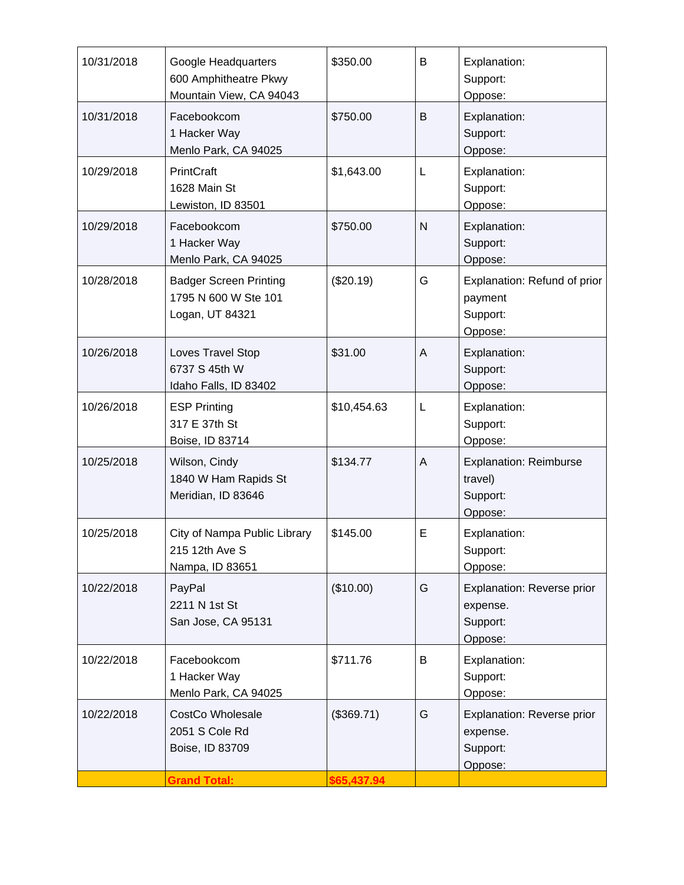| | | | | |
|---|---|---|---|---|
| 10/31/2018 | Google Headquarters<br>600 Amphitheatre Pkwy<br>Mountain View, CA 94043 | $350.00 | B | Explanation:<br>Support:<br>Oppose: |
| 10/31/2018 | Facebookcom<br>1 Hacker Way<br>Menlo Park, CA 94025 | $750.00 | B | Explanation:<br>Support:<br>Oppose: |
| 10/29/2018 | PrintCraft<br>1628 Main St<br>Lewiston, ID 83501 | $1,643.00 | L | Explanation:<br>Support:<br>Oppose: |
| 10/29/2018 | Facebookcom<br>1 Hacker Way<br>Menlo Park, CA 94025 | $750.00 | N | Explanation:<br>Support:<br>Oppose: |
| 10/28/2018 | Badger Screen Printing<br>1795 N 600 W Ste 101<br>Logan, UT 84321 | ($20.19) | G | Explanation: Refund of prior payment<br>Support:<br>Oppose: |
| 10/26/2018 | Loves Travel Stop<br>6737 S 45th W<br>Idaho Falls, ID 83402 | $31.00 | A | Explanation:<br>Support:<br>Oppose: |
| 10/26/2018 | ESP Printing<br>317 E 37th St<br>Boise, ID 83714 | $10,454.63 | L | Explanation:<br>Support:<br>Oppose: |
| 10/25/2018 | Wilson, Cindy<br>1840 W Ham Rapids St<br>Meridian, ID 83646 | $134.77 | A | Explanation: Reimburse travel)<br>Support:<br>Oppose: |
| 10/25/2018 | City of Nampa Public Library<br>215 12th Ave S<br>Nampa, ID 83651 | $145.00 | E | Explanation:<br>Support:<br>Oppose: |
| 10/22/2018 | PayPal<br>2211 N 1st St<br>San Jose, CA 95131 | ($10.00) | G | Explanation: Reverse prior expense.<br>Support:<br>Oppose: |
| 10/22/2018 | Facebookcom<br>1 Hacker Way<br>Menlo Park, CA 94025 | $711.76 | B | Explanation:<br>Support:<br>Oppose: |
| 10/22/2018 | CostCo Wholesale<br>2051 S Cole Rd<br>Boise, ID 83709 | ($369.71) | G | Explanation: Reverse prior expense.<br>Support:<br>Oppose: |
| | **Grand Total:** | **$65,437.94** | | |